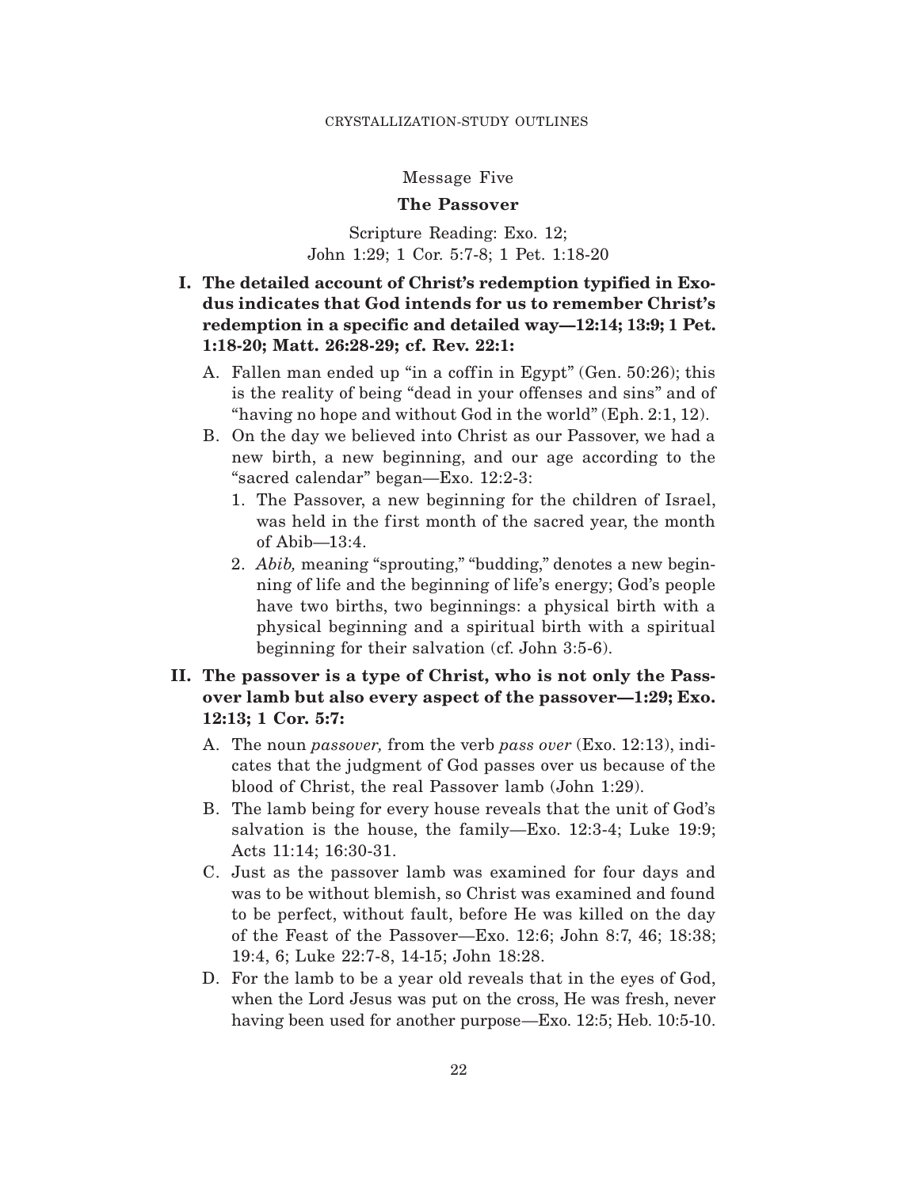## Message Five

### The Passover

Scripture Reading: Exo. 12;
John 1:29; 1 Cor. 5:7-8; 1 Pet. 1:18-20

**I. The detailed account of Christ's redemption typified in Exodus indicates that God intends for us to remember Christ's redemption in a specific and detailed way—12:14; 13:9; 1 Pet. 1:18-20; Matt. 26:28-29; cf. Rev. 22:1:**

- A. Fallen man ended up "in a coffin in Egypt" (Gen. 50:26); this is the reality of being "dead in your offenses and sins" and of "having no hope and without God in the world" (Eph. 2:1, 12).
- B. On the day we believed into Christ as our Passover, we had a new birth, a new beginning, and our age according to the "sacred calendar" began—Exo. 12:2-3:
  1. The Passover, a new beginning for the children of Israel, was held in the first month of the sacred year, the month of Abib—13:4.
  2. *Abib,* meaning "sprouting," "budding," denotes a new beginning of life and the beginning of life's energy; God's people have two births, two beginnings: a physical birth with a physical beginning and a spiritual birth with a spiritual beginning for their salvation (cf. John 3:5-6).

**II. The passover is a type of Christ, who is not only the Passover lamb but also every aspect of the passover—1:29; Exo. 12:13; 1 Cor. 5:7:**

- A. The noun *passover,* from the verb *pass over* (Exo. 12:13), indicates that the judgment of God passes over us because of the blood of Christ, the real Passover lamb (John 1:29).
- B. The lamb being for every house reveals that the unit of God's salvation is the house, the family—Exo. 12:3-4; Luke 19:9; Acts 11:14; 16:30-31.
- C. Just as the passover lamb was examined for four days and was to be without blemish, so Christ was examined and found to be perfect, without fault, before He was killed on the day of the Feast of the Passover—Exo. 12:6; John 8:7, 46; 18:38; 19:4, 6; Luke 22:7-8, 14-15; John 18:28.
- D. For the lamb to be a year old reveals that in the eyes of God, when the Lord Jesus was put on the cross, He was fresh, never having been used for another purpose—Exo. 12:5; Heb. 10:5-10.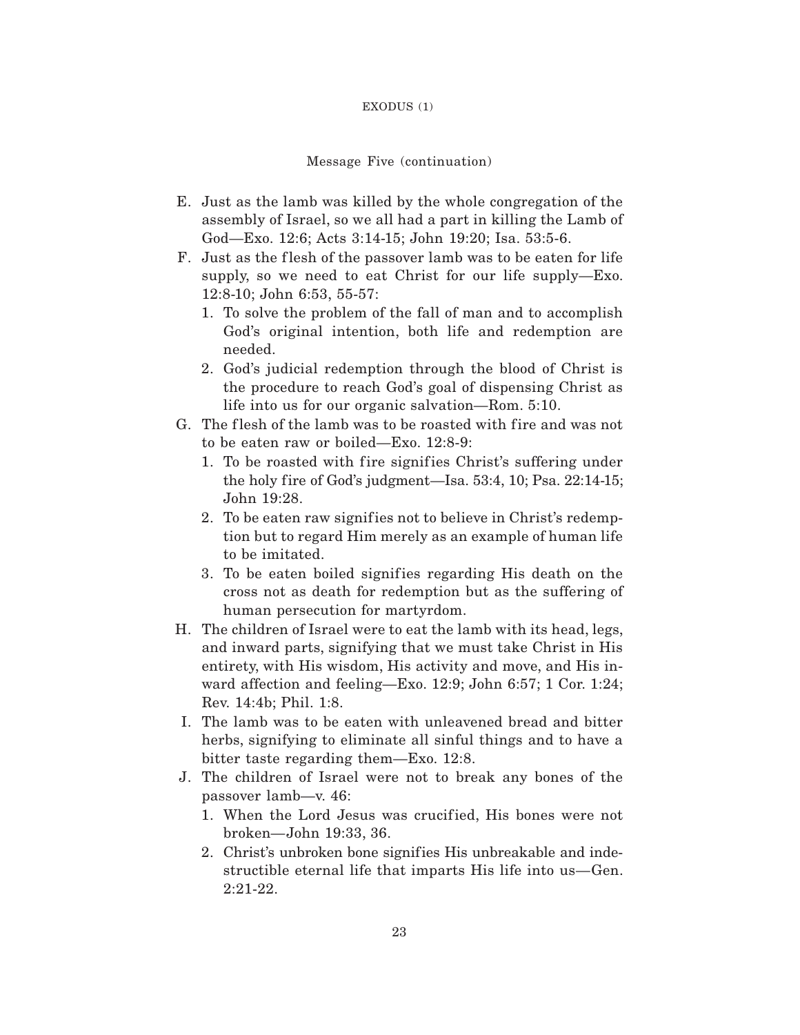Message Five (continuation)

E. Just as the lamb was killed by the whole congregation of the assembly of Israel, so we all had a part in killing the Lamb of God—Exo. 12:6; Acts 3:14-15; John 19:20; Isa. 53:5-6.

F. Just as the flesh of the passover lamb was to be eaten for life supply, so we need to eat Christ for our life supply—Exo. 12:8-10; John 6:53, 55-57:
   1. To solve the problem of the fall of man and to accomplish God's original intention, both life and redemption are needed.
   2. God's judicial redemption through the blood of Christ is the procedure to reach God's goal of dispensing Christ as life into us for our organic salvation—Rom. 5:10.

G. The flesh of the lamb was to be roasted with fire and was not to be eaten raw or boiled—Exo. 12:8-9:
   1. To be roasted with fire signifies Christ's suffering under the holy fire of God's judgment—Isa. 53:4, 10; Psa. 22:14-15; John 19:28.
   2. To be eaten raw signifies not to believe in Christ's redemption but to regard Him merely as an example of human life to be imitated.
   3. To be eaten boiled signifies regarding His death on the cross not as death for redemption but as the suffering of human persecution for martyrdom.

H. The children of Israel were to eat the lamb with its head, legs, and inward parts, signifying that we must take Christ in His entirety, with His wisdom, His activity and move, and His inward affection and feeling—Exo. 12:9; John 6:57; 1 Cor. 1:24; Rev. 14:4b; Phil. 1:8.

I. The lamb was to be eaten with unleavened bread and bitter herbs, signifying to eliminate all sinful things and to have a bitter taste regarding them—Exo. 12:8.

J. The children of Israel were not to break any bones of the passover lamb—v. 46:
   1. When the Lord Jesus was crucified, His bones were not broken—John 19:33, 36.
   2. Christ's unbroken bone signifies His unbreakable and indestructible eternal life that imparts His life into us—Gen. 2:21-22.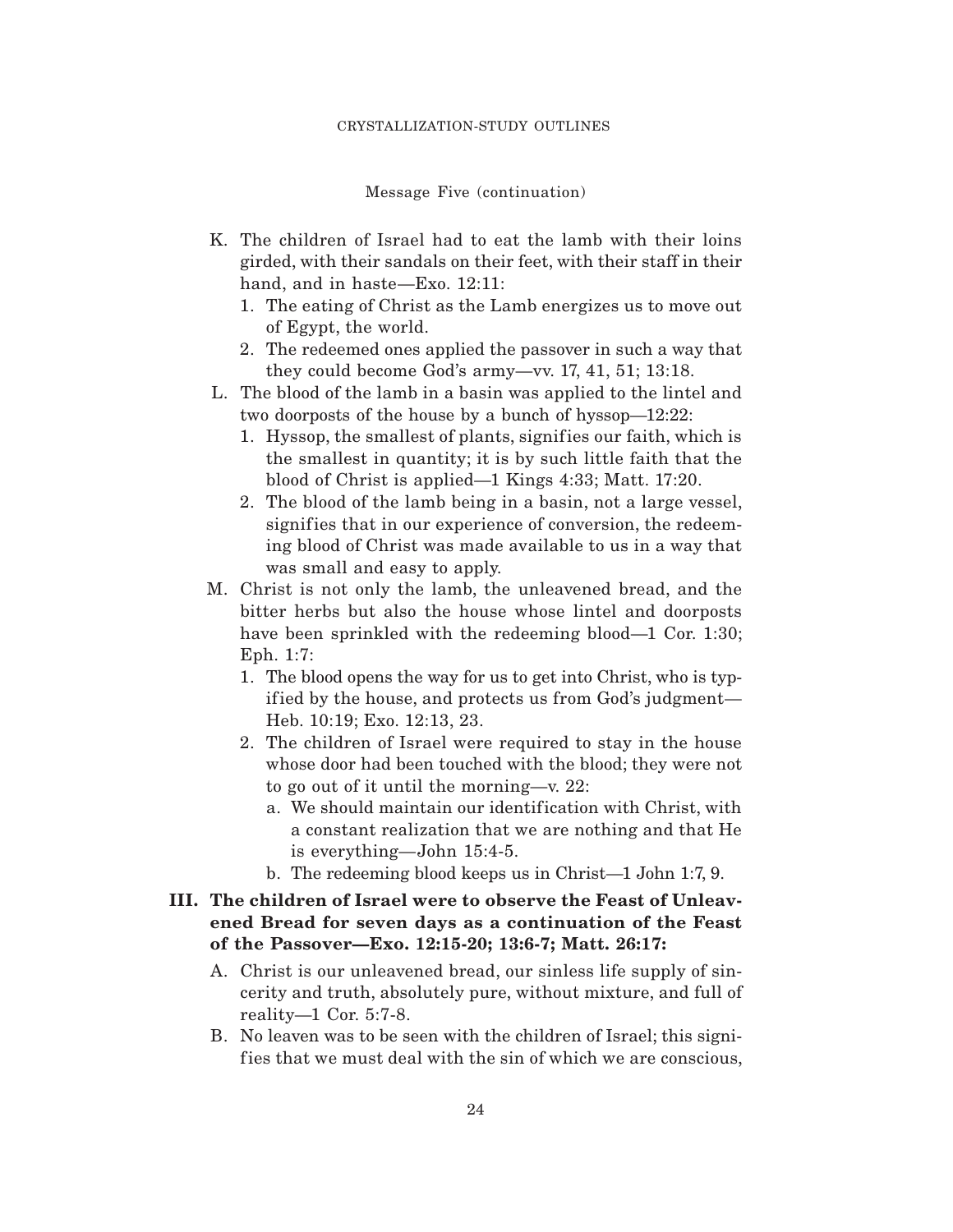Message Five (continuation)

K. The children of Israel had to eat the lamb with their loins girded, with their sandals on their feet, with their staff in their hand, and in haste—Exo. 12:11:
   1. The eating of Christ as the Lamb energizes us to move out of Egypt, the world.
   2. The redeemed ones applied the passover in such a way that they could become God's army—vv. 17, 41, 51; 13:18.

L. The blood of the lamb in a basin was applied to the lintel and two doorposts of the house by a bunch of hyssop—12:22:
   1. Hyssop, the smallest of plants, signifies our faith, which is the smallest in quantity; it is by such little faith that the blood of Christ is applied—1 Kings 4:33; Matt. 17:20.
   2. The blood of the lamb being in a basin, not a large vessel, signifies that in our experience of conversion, the redeeming blood of Christ was made available to us in a way that was small and easy to apply.

M. Christ is not only the lamb, the unleavened bread, and the bitter herbs but also the house whose lintel and doorposts have been sprinkled with the redeeming blood—1 Cor. 1:30; Eph. 1:7:
   1. The blood opens the way for us to get into Christ, who is typified by the house, and protects us from God's judgment—Heb. 10:19; Exo. 12:13, 23.
   2. The children of Israel were required to stay in the house whose door had been touched with the blood; they were not to go out of it until the morning—v. 22:
      a. We should maintain our identification with Christ, with a constant realization that we are nothing and that He is everything—John 15:4-5.
      b. The redeeming blood keeps us in Christ—1 John 1:7, 9.

**III. The children of Israel were to observe the Feast of Unleavened Bread for seven days as a continuation of the Feast of the Passover—Exo. 12:15-20; 13:6-7; Matt. 26:17:**

A. Christ is our unleavened bread, our sinless life supply of sincerity and truth, absolutely pure, without mixture, and full of reality—1 Cor. 5:7-8.

B. No leaven was to be seen with the children of Israel; this signifies that we must deal with the sin of which we are conscious,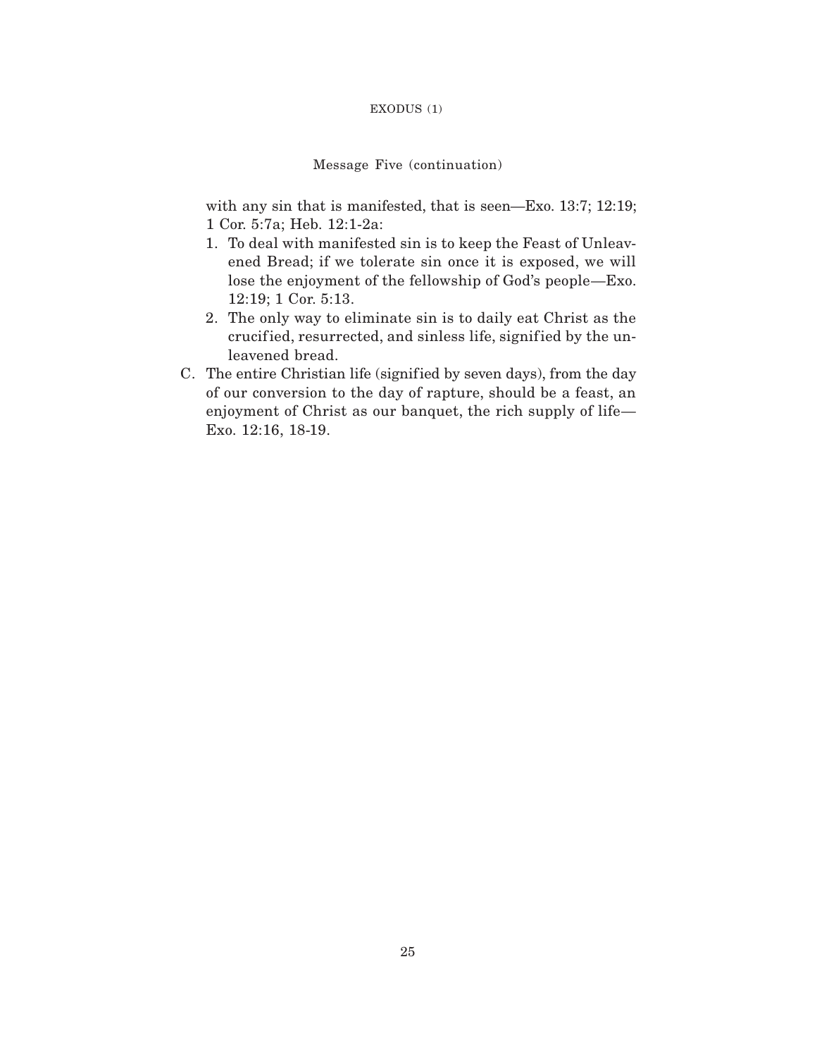with any sin that is manifested, that is seen—Exo. 13:7; 12:19; 1 Cor. 5:7a; Heb. 12:1-2a:

1. To deal with manifested sin is to keep the Feast of Unleavened Bread; if we tolerate sin once it is exposed, we will lose the enjoyment of the fellowship of God's people—Exo. 12:19; 1 Cor. 5:13.
2. The only way to eliminate sin is to daily eat Christ as the crucified, resurrected, and sinless life, signified by the unleavened bread.

C. The entire Christian life (signified by seven days), from the day of our conversion to the day of rapture, should be a feast, an enjoyment of Christ as our banquet, the rich supply of life—Exo. 12:16, 18-19.